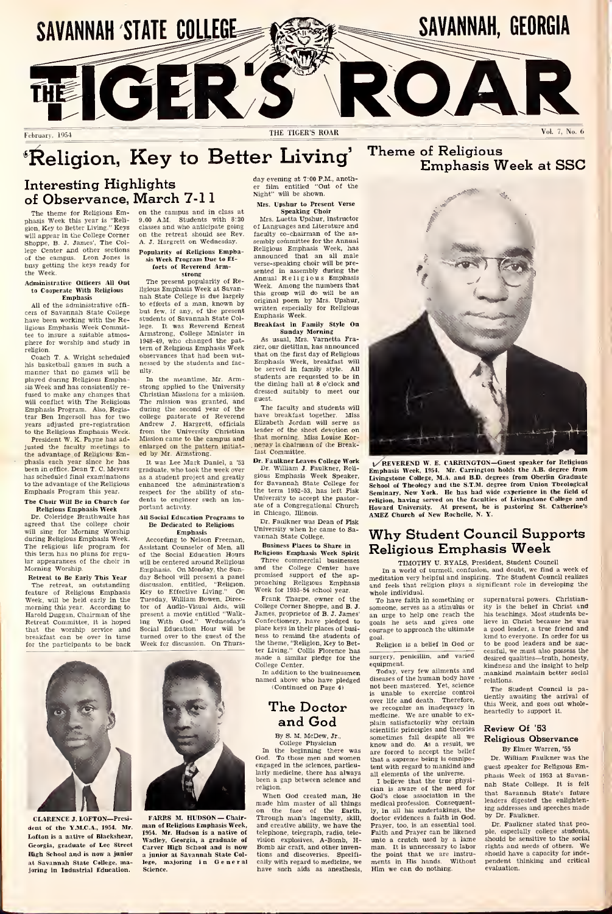# SAVANNAH STATE COLLEGE — SAVANNAH, GEORGIA

# THE TIGER'S ROAR

February, 1954 — THE TIGER'S ROAR — Vol. 7, No. 6

# 'Religion, Key to Better Living' Theme of Religious Emphasis Week at SSC

## Interesting Highlights of Observance, March 7-11

The theme for Religious Emphasis Week this year is "Religion, Key to Better Living." Keys will appear in the College Corner Shoppe, B. J. James', The College Center and other sections of the campus. Leon Jones is busy getting the keys ready for the Week.

### Administrative Officers All Out to Cooperate With Religious Emphasis

All of the administrative officers of Savannah State College have been working with the Religious Emphasis Week Committee to insure a suitable atmosphere for worship and study in religion.

Coach T. A. Wright scheduled his basketball games in such a manner that no games will be played during Religious Emphasis Week and has consistently refused to make any changes that will conflict with The Religious Emphasis Program. Also, Registrar Ben Ingersoll has for two years adjusted pre-registration to the Religious Emphasis Week.

President W. K. Payne has adjusted the faculty meetings to the advantage of Religious Emphasis each year since he has been in office. Dean T. C. Meyers has scheduled final examinations to the advantage of the Religious Emphasis Program this year.

### The Choir Will Be in Church for Religious Emphasis Week

Dr. Coleridge Braithwaite has agreed that the college choir will sing for Morning Worship during Religious Emphasis Week. The religious life program for this term has no plans for regular appearances of the choir in Morning Worship.

### Retreat to Be Early This Year

The retreat, an outstanding feature of Religious Emphasis Week, will be held early in the morning this year. According to Harold Duggan, Chairman of the Retreat Committee, it is hoped that the worship service and breakfast can be over in time for the participants to be back on the campus and in class at 9:00 A.M. Students with 8:30 classes and who anticipate going on the retreat should see Rev. A. J. Hargrett on Wednesday.

### Popularity of Religious Emphasis Week Program Due to Efforts of Reverend Armstrong

The present popularity of Religious Emphasis Week at Savannah State College is due largely to efforts of a man, known by but few, if any, of the present students of Savannah State College. It was Reverend Ernest Armstrong, College Minister in 1948-49, who changed the pattern of Religious Emphasis Week observances that had been witnessed by the students and faculty.

In the meantime, Mr. Armstrong applied to the University Christian Missions for a mission. The mission was granted, and during the second year of the college pastorate of Reverend Andrew J. Hargrett, officials from the University Christian Mission came to the campus and enlarged on the pattern initiated by Mr. Armstrong.

It was Lee Mark Daniel, a '53 graduate, who took the week over as a student project and greatly enhanced the administration's respect for the ability of students to engineer such an important activity.

### All Social Education Programs to Be Dedicated to Religious Emphasis

According to Nelson Freeman, Assistant Counselor of Men, all of the Social Education Hours will be centered around Religious Emphasis. On Monday, the Sunday School will present a panel discussion, entitled, "Religion, Key to Effective Living." On Tuesday, William Bowen, Director of Audio-Visual Aids, will present a movie entitled "Walking With God." Wednesday's Social Education Hour will be turned over to the guest of the Week for discussion. On Thursday evening at 7:00 P.M., another film entitled "Out of the Night" will be shown.

### Mrs. Upshur to Present Verse Speaking Choir

Mrs. Luetta Upshur, instructor of Languages and Literature and faculty co-chairman of the assembly committee for the Annual Religious Emphasis Week, has announced that an all male verse-speaking choir will be presented in assembly during the Annual Religious Emphasis Week. Among the numbers that this group will do will be an original poem by Mrs. Upshur, written especially for Religious Emphasis Week.

### Breakfast in Family Style On Sunday Morning

As usual, Mrs. Varnetta Frazier, our dietitian, has announced that on the first day of Religious Emphasis Week, breakfast will be served in family style. All students are requested to be in the dining hall at 8 o'clock and dressed suitably to meet our guest.

The faculty and students will have breakfast together. Miss Elizabeth Jordan will serve as leader of the short devotion on that morning. Miss Louise Kornegay is chairman of the Breakfast Committee.

### Dr. Faulkner Leaves College Work

Dr. William J. Faulkner, Religious Emphasis Week Speaker, for Savannah State College for the term 1952-53, has left Fisk University to accept the pastorate of a Congregational Church in Chicago, Illinois.

Dr. Faulkner was Dean of Fisk University when he came to Savannah State College.

### Business Places to Share in Religious Emphasis Week Spirit

Three commercial businesses and the College Center have promised support of the approaching Religious Emphasis Week for 1953-54 school year.

Frank Tharpe, owner of the College Corner Shoppe, and B. J. James, proprietor of B. J. James' Confectionery, have pledged to place keys in their places of business to remind the students of the theme, "Religion, Key to Better Living." Collis Florence has made a similar pledge for the College Center.

In addition to the businessmen named above who have pledged

(Continued on Page 4)

CLARENCE J. LOFTON—President of the Y.M.C.A., 1954. Mr. Lofton is a native of Blackshear, Georgia, graduate of Lee Street High School and is now a junior at Savannah State College, majoring in Industrial Education.

FARRS M. HUDSON — Chairman of Religious Emphasis Week, 1954. Mr. Hudson is a native of Wadley, Georgia, a graduate of Carver High School and is now a junior at Savannah State College, majoring in General Science.

## The Doctor and God

By S. M. McDew, Jr., College Physician

In the beginning there was God. To those men and women engaged in the sciences, particularly medicine, there has always been a gap between science and religion.

When God created man, He made him master of all things on the face of the Earth. Through man's ingenuity, skill, and creative ability, we have the telephone, telegraph, radio, television explosives, A-Bomb, H-Bomb air craft, and other inventions and discoveries. Specifically with regard to medicine, we have such aids as anesthesia, surgery, penicillin, and varied equipment.

Today, very few ailments and diseases of the human body have not been mastered. Yet, science is unable to exercise control over life and death. Therefore, we recognize an inadequacy in medicine. We are unable to explain satisfactorily why certain scientific principles and theories sometimes fail despite all we know and do. As a result, we are forced to accept the belief that a supreme being is omnipotent with regard to mankind and all elements of the universe.

I believe that the true physician is aware of the need for God's close association in the medical profession. Consequently, in all his undertakings, the doctor evidences a faith in God. Prayer, too, is an essential tool. Faith and Prayer can be likened unto a crutch used by a lame man. It is unnecessary to labor the point that we are instruments in His hands. Without Him we can do nothing.

REVEREND W. E. CARRINGTON—Guest speaker for Religious Emphasis Week, 1954. Mr. Carrington holds the A.B. degree from Livingstone College, M.A. and B.D. degrees from Oberlin Graduate School of Theology and the S.T.M. degree from Union Theological Seminary, New York. He has had wide experience in the field of religion, having served on the faculties of Livingstone College and Howard University. At present, he is pastoring St. Catherine's AMEZ Church of New Rochelle, N. Y.

## Why Student Council Supports Religious Emphasis Week

TIMOTHY U. RYALS, President, Student Council

In a world of turmoil, confusion, and doubt, we find a week of meditation very helpful and inspiring. The Student Council realizes and feels that religion plays a significant role in developing the whole individual.

To have faith in something or someone, serves as a stimulus or an urge to help one reach the goals he sets and gives one courage to approach the ultimate goal.

Religion is a belief in God or supernatural powers. Christianity is the belief in Christ and his teachings. Most students believe in Christ because he was a good leader, a true friend and kind to everyone. In order for us to be good leaders and be successful, we must also possess the desired qualities—truth, honesty, kindness and the insight to help mankind maintain better social relations.

The Student Council is patiently awaiting the arrival of this Week, and goes out wholeheartedly to support it.

## Review Of '53 Religious Observance

By Elmer Warren, '55

Dr. William Faulkner was the guest speaker for Religious Emphasis Week of 1953 at Savannah State College. It is felt that Savannah State's future leaders digested the enlightening addresses and speeches made by Dr. Faulkner.

Dr. Faulkner stated that people, especially college students, should be sensitive to the social rights and needs of others. We should have a capacity for independent thinking and critical evaluation.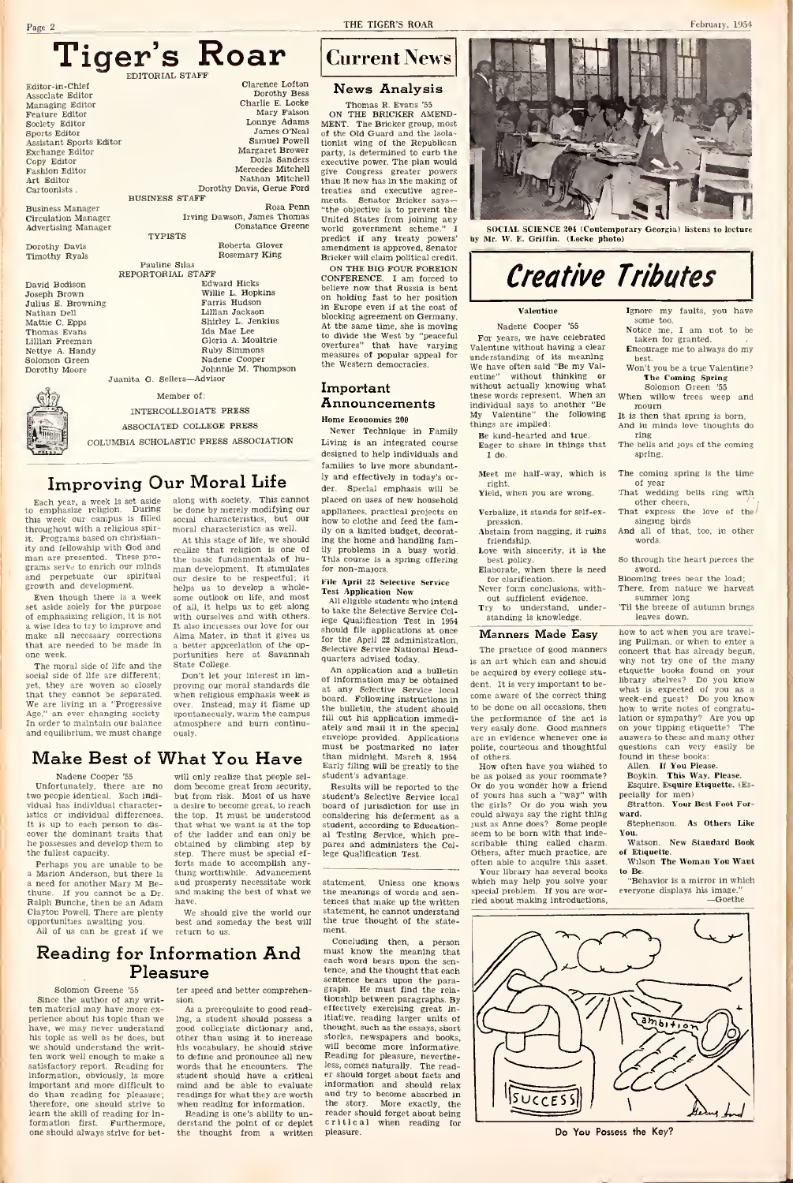# Tiger's Roar

EDITORIAL STAFF

| | |
|---|---|
| Editor-in-Chief | Clarence Lofton |
| Associate Editor | Dorothy Bess |
| Managing Editor | Charlie E. Locke |
| Feature Editor | Mary Falson |
| Society Editor | Lonnye Adams |
| Sports Editor | James O'Neal |
| Assistant Sports Editor | Samuel Powell |
| Exchange Editor | Margaret Brower |
| Copy Editor | Doris Sanders |
| Fashion Editor | Mercedes Mitchell |
| Art Editor | Nathan Mitchell |
| Cartoonists | Dorothy Davis, Gerue Ford |

BUSINESS STAFF

| | |
|---|---|
| Business Manager | Rosa Penn |
| Circulation Manager | Irving Dawson, James Thomas |
| Advertising Manager | Constance Greene |

TYPISTS

Dorothy Davis, Roberta Glover, Timothy Ryals, Rosemary King, Pauline Silas

REPORTORIAL STAFF

David Bodison, Edward Hicks, Joseph Brown, Willie L. Hopkins, Julius E. Browning, Farris Hudson, Nathan Dell, Lillian Jackson, Mattie C. Epps, Shirley L. Jenkins, Thomas Evans, Ida Mae Lee, Lillian Freeman, Gloria A. Moultrie, Nettye A. Handy, Ruby Simmons, Solomon Green, Nadene Cooper, Dorothy Moore, Johnnie M. Thompson

Juanita G. Sellers—Advisor

Member of:

INTERCOLLEGIATE PRESS

ASSOCIATED COLLEGE PRESS

COLUMBIA SCHOLASTIC PRESS ASSOCIATION

## Improving Our Moral Life

Each year, a week is set aside to emphasize religion. During this week our campus is filled throughout with a religious spirit. Programs based on christianity and fellowship with God and man are presented. These programs serve to enrich our minds and perpetuate our spiritual growth and development.

Even though there is a week set aside solely for the purpose of emphasizing religion, it is not a wise idea to try to improve and make all necessary corrections that are needed to be made in one week.

The moral side of life and the social side of life are different; yet, they are woven so closely that they cannot be separated. We are living in a "Progressive Age," an ever changing society. In order to maintain our balance and equilibrium, we must change along with society. This cannot be done by merely modifying our social characteristics, but our moral characteristics as well.

At this stage of life, we should realize that religion is one of the basic fundamentals of human development. It stimulates our desire to be respectful; it helps us to develop a wholesome outlook on life, and most of all, it helps us to get along with ourselves and with others. It also increases our love for our Alma Mater, in that it gives us a better appreciation of the opportunities here at Savannah State College.

Don't let your interest in improving our moral standards die when religious emphasis week is over. Instead, may it flame up spontaneously, warm the campus atmosphere and burn continuously.

## Make Best of What You Have

Nadene Cooper '55

Unfortunately, there are no two people identical. Each individual has individual characteristics or individual differences. It is up to each person to discover the dominant traits that he possesses and develop them to the fullest capacity.

Perhaps you are unable to be a Marion Anderson, but there is a need for another Mary M. Bethune. If you cannot be a Dr. Ralph Bunche, then be an Adam Clayton Powell. There are plenty opportunities awaiting you.

All of us can be great if we will only realize that people seldom become great from security, but from risk. Most of us have a desire to become great, to reach the top. It must be understood that what we want is at the top of the ladder and can only be obtained by climbing step by step. There must be special efforts made to accomplish anything worthwhile. Advancement and prosperity necessitate work and making the best of what we have.

We should give the world our best and someday the best will return to us.

## Reading for Information And Pleasure

Solomon Greene '55

Since the author of any written material may have more experience about his topic than we have, we may never understand his topic as well as he does, but we should understand the written work well enough to make a satisfactory report. Reading for information, obviously, is more important and more difficult to do than reading for pleasure; therefore, one should strive to learn the skill of reading for information first. Furthermore, one should always strive for better speed and better comprehension.

As a prerequisite to good reading, a student should possess a good collegiate dictionary and, other than using it to increase his vocabulary, he should strive to define and pronounce all new words that he encounters. The student should have a critical mind and be able to evaluate readings for what they are worth when reading for information.

Reading is one's ability to understand the point of or depict the thought from a written statement. Unless one knows the meanings of words and sentences that make up the written statement, he cannot understand the true thought of the statement.

Concluding then, a person must know the meaning that each word bears upon the sentence, and the thought that each sentence bears upon the paragraph. He must find the relationship between paragraphs. By effectively exercising great initiative, reading larger units of thought, such as the essays, short stories, newspapers and books, will become more informative. Reading for pleasure, nevertheless, comes naturally. The reader should forget about facts and information and should relax and try to become absorbed in the story. More exactly, the reader should forget about being critical when reading for pleasure.

# Current News

## News Analysis

Thomas E. Evans '55

ON THE BRICKER AMENDMENT. The Bricker group, most of the Old Guard and the isolationist wing of the Republican party, is determined to curb the executive power. The plan would give Congress greater powers than it now has in the making of treaties and executive agreements. Senator Bricker says—"the objective is to prevent the United States from joining any world government scheme." I predict if any treaty powers' amendment is approved, Senator Bricker will claim political credit.

ON THE BIG FOUR FOREIGN CONFERENCE. I am forced to believe now that Russia is bent on holding fast to her position in Europe even if at the cost of blocking agreement on Germany. At the same time, she is moving to divide the West by "peaceful overtures" that have varying measures of popular appeal for the Western democracies.

## Important Announcements

### Home Economics 200

Newer Technique in Family Living is an integrated course designed to help individuals and families to live more abundantly and effectively in today's order. Special emphasis will be placed on uses of new household appliances, practical projects on how to clothe and feed the family on a limited budget, decorating the home and handling family problems in a busy world. This course is a spring offering for non-majors.

### File April 22 Selective Service Test Application Now

All eligible students who intend to take the Selective Service College Qualification Test in 1954 should file applications at once for the April 22 administration, Selective Service National Headquarters advised today.

An application and a bulletin of information may be obtained at any Selective Service local board. Following instructions in the bulletin, the student should fill out his application immediately and mail it in the special envelope provided. Applications must be postmarked no later than midnight, March 8, 1954. Early filing will be greatly to the student's advantage.

Results will be reported to the student's Selective Service local board of jurisdiction for use in considering his deferment as a student, according to Educational Testing Service, which prepares and administers the College Qualification Test.

SOCIAL SCIENCE 204 (Contemporary Georgia) listens to lecture by Mr. W. E. Griffin. (Locke photo)

# Creative Tributes

### Valentine

Nadene Cooper '55

For years, we have celebrated Valentine without having a clear understanding of its meaning. We have often said "Be my Valentine" without thinking or without actually knowing what these words represent. When an individual says to another "Be My Valentine" the following things are implied:

**B**e kind-hearted and true.
**E**ager to share in things that I do.

**M**eet me half-way, which is right.
**Y**ield, when you are wrong.

**V**erbalize, it stands for self-expression.
**A**bstain from nagging, it ruins friendship.
**L**ove with sincerity, it is the best policy.
**E**laborate, when there is need for clarification.
**N**ever form conclusions, without sufficient evidence.
**T**ry to understand, understanding is knowledge.
**I**gnore my faults, you have some too.
**N**otice me, I am not to be taken for granted.
**E**ncourage me to always do my best.

Won't you be a true Valentine?

### The Coming Spring

Solomon Green '55

When willow trees weep and mourn
It is then that spring is born,
And in minds love thoughts do ring
The bells and joys of the coming spring.

The coming spring is the time of year
That wedding bells ring with other cheers,
That express the love of the singing birds
And all of that, too, in other words.

So through the heart pierces the sword.
Blooming trees bear the load;
There, from nature we harvest summer long
'Til the breeze of autumn brings leaves down.

## Manners Made Easy

The practice of good manners is an art which can and should be acquired by every college student. It is very important to become aware of the correct thing to be done on all occasions, then the performance of the act is very easily done. Good manners are in evidence whenever one is polite, courteous and thoughtful of others.

How often have you wished to be as poised as your roommate? Or do you wonder how a friend of yours has such a "way" with the girls? Or do you wish you could always say the right thing just as Anne does? Some people seem to be born with that indescribable thing called charm. Others, after much practice, are often able to acquire this asset.

Your library has several books which may help you solve your special problem. If you are worried about making introductions, how to act when you are traveling Pullman, or when to enter a concert that has already begun, why not try one of the many etiquette books found on your library shelves? Do you know what is expected of you as a week-end guest? Do you know how to write notes of congratulation or sympathy? Are you up on your tipping etiquette? The answers to these and many other questions can very easily be found in these books:

Allen. **If You Please.**
Boykin. **This Way, Please.**
Esquire. **Esquire Etiquette.** (Especially for men)
Stratton. **Your Best Foot Forward.**
Stephenson. **As Others Like You.**
Watson. **New Standard Book of Etiquette.**
Wilson **The Woman You Want to Be.**

"Behavior is a mirror in which everyone displays his image."
—Goethe

Do You Possess the Key?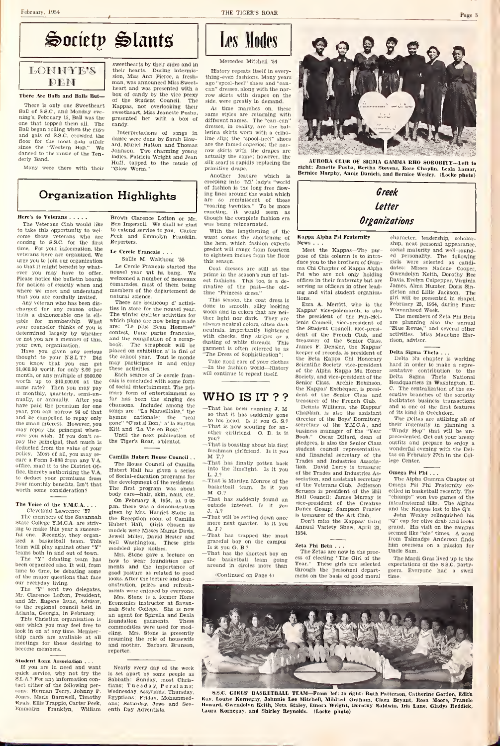# Society Slants

## LONNYE'S PEN

### There Are Balls and Balls But—

There is only one Sweetheart Ball of S.S.C., and Monday evening's, February 15, Ball was the one that topped them all. The Ball began rolling when the guys and gals of S.S.C. crowded the floor for the most gala affair since the "Western Hop." We danced to the music of the Tenderly Band.

Many were there with their sweethearts by their sides and in their hearts. During intermission, Miss Ann Pierce, a freshman, was announced Miss Sweetheart and was presented with a box of candy by the vice prexy of the Student Council. The Kappas, not overlooking their sweetheart, Miss Jeanette Pusha, presented her with a box of candy.

Interpretations of songs in dance were done by Sarah Howard, Muriel Hatton, and Thomas Johnson. Two charming young ladies, Patricia Wright and Jean Huff, tapped to the music of "Glow Worm."

# Les Modes

Mercedes Mitchell '54

History repeats itself in everything-even fashions. Many years ago "spool-heel" shoes and "can-can" dresses, along with the narrow skirts with drapes on the side, were greatly in demand.

As time marches on, these same styles are returning with different names. The "can-can" dresses, in reality, are the ballerina skirts worn with a crinoline slip; the "spool-heel" shoes are the famed capezios; the narrow skirts with the drapes are actually the same; however, the silk scarf is rapidly replacing the primitive drape.

Another feature which is creeping into "Mi' lady's "world of fashion is the long free flowing lines around the waist which are so reminiscent of those "roaring twenties." To be more exacting, it would seem as though the complete fashion era was being reincarnated.

With the lengthening of the waist comes the shortening of the hem, which fashion experts predict will range from fourteen to eighteen inches from the floor this season.

Coat dresses are still at the prime in the season's run of latest fashions. This too, is a derivative of the past—the oldtime "Princess dress."

This season, the coat dress is done in smooth, silky looking wools and in colors that are neither light nor dark. They are always neutral colors, often dark neutrals, importantly lightened with checks, tiny stripes or a dusting of white threads. This garment is often referred to as "The Dress of Sophistication".

Take good care of your clothes —In the fashion world—History will continue to repeat itself.

# Organization Highlights

### Here's to Veterans . . . . .

The Veterans Club would like to take this opportunity to welcome those veterans who are coming to S.S.C. for the first time. For your information, the veterans here are organized. We urge you to join our organization so that it might benefit by whatever you may have to offer. Please notice the bulletin boards for notices of exactly when and where we meet and understand that you are cordially invited.

Any veteran who has been discharged for any reason other than a dishonorable one is eligible for membership. What your counselor thinks of you is determined largely by whether or not you are a member of this, your own, organization.

Have you given any serious thought to your N.S.L.T? Did you know that you can get $1,000.00 worth for only $.66 per month, or any multiple of $500.00 worth up to $10,000.00 at the same rate? Then you may pay it monthly, quarterly, semi-annually, or annually. After you have paid the premium for one year, you can borrow 94 of that and be compelled to repay only the small interest. However, you may repay the principal whenever you wish. If you don't repay the principal, that much is deducted from the value of your policy. Most of all, you may secure a Form 9-888 from any V.A. office, mail it to the District Office, thereby authorizing the V.A. to deduct your premiums from your monthly benefits. Isn't that worth some consideration?

Brown Clarence Lofton or Mr. Ben Ingersoll. We shall be glad to extend service to you. Carter Peek and Emmolyn Franklin, Reporters.

### The Voice of the Y.M.C.A. . . .

Cleveland Lawrence '57

The members of the Savannah State College Y.M.C.A. are striving to make this year a successful one. Recently, they organized a basketball team. This team will play against other "Y" teams both in and out of town.

The "Y" debating team has been organized also. It will, from time to time, be debating some of the major questions that face our everyday living.

The "Y" sent two delegates, Mr. Clarence Lofton, President, and Mr. Eugene Issac, Advisor, to the regional council held in Atlanta, Georgia, in February.

This Christian organization is one which you may feel free to look in on at any time. Membership cards are available at all meetings for those desiring to become members.

### Student Loan Association . . .

If you are in need and want quick service, why not try the S.L.A.? For any information contact either of the following persons: Herman Terry, Johnny P. Jones, Marie Barnwell, Timothy Ryals, Ellis Trappio, Carter Peek, Emmolyn Franklyn, William

### Le Cercle Francais . . .

Sallie M. Walthour '55

Le Cercle Francais started the nouvel year wit ha bang. We welcomed a number of nouveaux comarades, most of them being members of the departement de natural science.

There are beaucoup d' activities in store for the nouvel year. The winter quarter activities for which plans are now being made are: "Le plus Beau Homme" contest, Uune partie francaise, and the compilation of a scrapbook. The scrapbook will be placed on exhibition a' la fini of the school year. Tout le monde may participate in and enjoy these activities.

Each seance of le cercle francais is concluded with some form of social entertainment. The primary form of entertainment so far has been the singing des chansons. Included among the songs are: "La Marseillaise," the hymne nationale; the "real gone" "C'est si Bon," a' la Eartha Kitt and "La Vie en Rose."

Until the next publication of the Tiger's Roar, a'bientot.

### Camilla Hubert House Council . .

The House Council of Camilla Hubert Hall has given a series of Social-education programs for the development of the residents. The first program was about body care—hair, skin, nails, etc.

On February 8, 1954, at 9:05 p.m. there was a demonstration given by Mrs. Harriet Stone in the Reception room of Camilla Hubert Hall. Girls chosen as models were Misses Mamie Davis, Jewell Miller, David Hester and Nell Washington. These girls modeled play clothes.

Mrs. Stone gave a lecture on how to wear foundation garments and the importance of good posture as related to good looks. After the lecture and demonstration, prizes and refreshments were enjoyed by everyone.

Mrs. Stone is a former Home Economics instructor at Savannah State College. She is now an agent for Spirella and Deala foundation garments. These commodities were used for modeling. Mrs. Stone is presently resuming the role of housewife and mother. Barbara Brunson, reporter.

Nearly every day of the week is set apart by some people as Sabbath: Sunday, most Christians; Tuesday, Persians; Wednesday, Assyrians; Thursday, Egyptians; Friday, Mohammedans; Saturday, Jews and Seventh Day Adventists.

# WHO IS IT ? ?

—That has been running J. M. so that it has suddenly gone to his head. Is it you G. S.?

—That is now scouting for another girlfriend. O. D. is it you?

—That is boasting about his first freshman girlfriend. Is it you M. T.?

—That has finally gotten back into the limelight. Is it you L. J.?

—That is Marilyn Monroe of the basketball team. Is it you M. G.?

—That has suddenly found an outside interest. Is it you J. A.?

—That will be settled down once more next quarter. Is it you A. J.?

—That has trapped the most graceful boy on the campus Is it you G. B.?

—That has the shortest boy on the basketball team going around in circles more than

(Continued on Page 4)

AURORA CLUB OF SIGMA GAMMA RHO SORORITY—Left to right: Janette Pusha, Bertha Stevens, Rose Chaplin, Leola Lamar, Bernice Murphy, Annie Daniels, and Bernice Wesley. (Locke photo)

# Greek Letter Organizations

### Kappa Alpha Psi Fraternity News . . .

Meet the Kappas—The purpose of this column is to introduce you to the brothers of Gamma Chi Chapter of Kappa Alpha Psi who are not only holding offices in their fraternity but are serving as officers in other leading and vital student organizations.

Ezra A. Merritt, who is the Kappas' vice-polemarch, is also the president of the Pan-Hellenic Council, vice-president of the Student Council, vice-president of the French Club, and treasurer of the Senior Class. James F. Densler, the Kappas' keeper of records, is president of the Beta Kappa Chi Honorary Scientific Society, vice-president of the Alpha Kappa Mu Honor Society, and vice-president of the Senior Class. Archie Robinson, the Kappas' Exchequer, is president of the Senior Class and treasurer of the French Club.

Dennis Williams, the Kappas' Chaplain, is also the assistant director of the Boys' Dormitory, secretary of the Y.M.C.A., and business manager of the "Year Book." Oscar Dillard, dean of pledgees, is also the Senior Class student council representative, and financial secretary of the Trades and Industries Association. David Lurry is treasurer of the Trades and Industries Association, and assistant secretary of the Veterans Club. Jefferson Scruggs is president of the Hill Hall Council; James Murray is vice-president of the Creative Dance Group; Sampson Frazier is treasurer of the Art Club.

Don't miss the Kappas' third Annual Variety Show, April 23, 1954.

### Zeta Phi Beta . . .

The Zetas are now in the process of electing "The Girl of the Year." These girls are selected through the personnel department on the basis of good moral character, leadership, scholarship, neat personal appearance, social maturity and well-rounded personality. The following girls were selected as candidates: Misses Nadene Cooper, Gwendolyn Keith, Dorothy Ree Davis, Evelyn Culpepper, Virginia James, Alma Hunter, Doris Singleton and Lillie Jackson. The girl will be presented in chapel, February 25, 1954, during Finer Womanhood Week.

The members of Zeta Phi Beta are planning also the annual "Blue Revue," and several other activities. Miss Madeline Harrison, advisor.

### Delta Sigma Theta . . .

Delta Nu chapter is working hard in order to make a representative contribution to the Delta Sigma Theta National Headquarters in Washington, D. C. The centralization of the executive branches of the sorority facilitates business transactions and is one of the first features of its kind in Greekdom.

The Deltas are utilizing all of their ingenuity in planning a "Windy Hop" that will be unprecedented. Get out your breezy outfits and prepare to enjoy a wonderful evening with the Deltas on February 27th in the College Center.

### Omega Psi Phi . . .

The Alpha Gamma Chapter of Omega Psi Phi Fraternity excelled in basketball recently. The "champs" won two games of the intrafraternal tilts. The Alphas and the Kappas lost to the Q's.

John Wesley relinquished his "Q" cap for olive drab and looks grand. His visit on the campus seemed like "ole" times. A word from Talmadge Anderson finds him overseas on a mission for Uncle Sam.

The Mardi Gras lived up to the expectations of the S.S.C. partygoers. Everyone had a swell time.

S.S.C. GIRLS' BASKETBALL TEAM—From left to right: Ruth Patterson, Catherine Gordon, Edith Ray, Louise Kornegay, Johnnie Lee Mitchell, Mildred Graham, Clara Bryant, Rosa Moore, Francie Howard, Gwendolyn Keith, Neta Staley, Elnora Wright, Dorothy Baldwin, Iris Lane, Gladys Reddick, Laura Kornegay, and Shirley Reynolds. (Locke photo)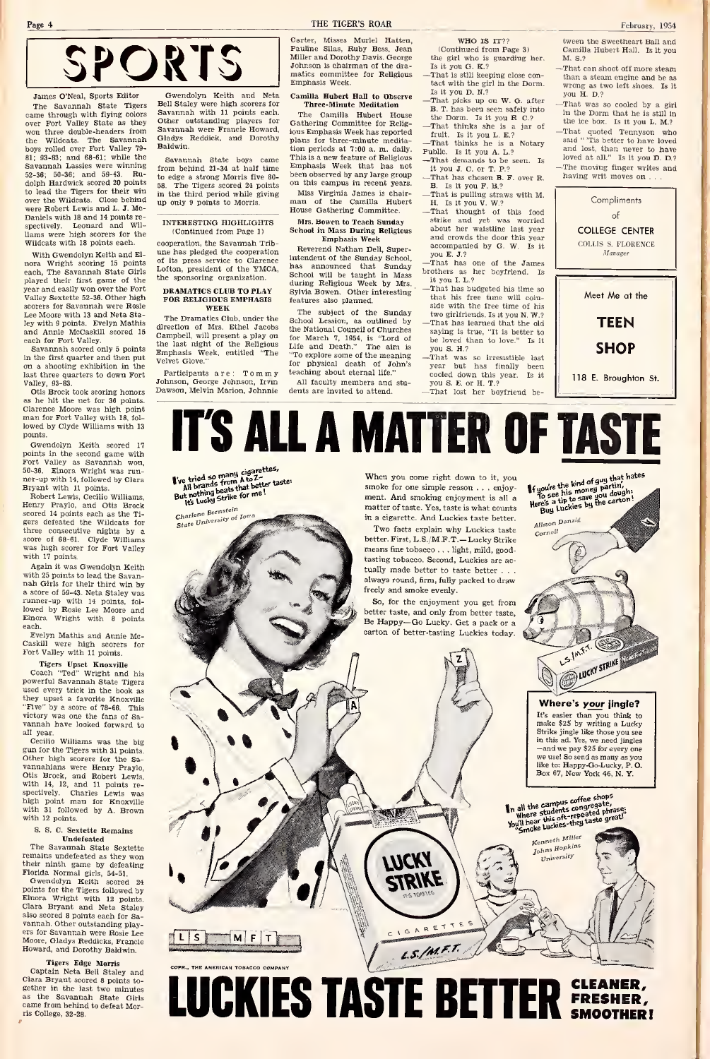# SPORTS

James O'Neal, Sports Editor

The Savannah State Tigers came through with flying colors over Fort Valley State as they won three double-headers from the Wildcats. The Savannah boys rolled over Fort Valley 79-81; 93-83; and 68-61; while the Savannah Lassies were winning 52-36; 50-36; and 59-43. Rudolph Hardwick scored 20 points to lead the Tigers for their win over the Wildcats. Close behind were Robert Lewis and L. J. McDaniels with 18 and 14 points respectively. Leonard and Williams were high scorers for the Wildcats with 18 points each.

With Gwendolyn Keith and Elnora Wright scoring 15 points each, The Savannah State Girls played their first game of the year and easily won over the Fort Valley Sextette 52-36. Other high scorers for Savannah were Rosie Lee Moore with 13 and Neta Staley with 9 points. Evelyn Mathis and Annie McCaskill scored 15 each for Fort Valley.

Savannah scored only 5 points in the first quarter and then put on a shooting exhibition in the last three quarters to down Fort Valley, 93-83.

Otis Brock took scoring honors as he hit the net for 36 points. Clarence Moore was high point man for Fort Valley with 18, followed by Clyde Williams with 13 points.

Gwendolyn Keith scored 17 points in the second game with Fort Valley as Savannah won, 50-36. Elnora Wright was runner-up with 14, followed by Clara Bryant with 11 points.

Robert Lewis, Cecilio Williams, Henry Praylo, and Otis Brock scored 14 points each as the Tigers defeated the Wildcats for three consecutive nights by a score of 68-61. Clyde Williams was high scorer for Fort Valley with 17 points.

Again it was Gwendolyn Keith with 25 points to lead the Savannah Girls for their third win by a score of 59-43. Neta Staley was runner-up with 14 points, followed by Rosie Lee Moore and Elnora Wright with 8 points each.

Evelyn Mathis and Annie McCaskill were high scorers for Fort Valley with 11 points.

### Tigers Upset Knoxville

Coach "Ted" Wright and his powerful Savannah State Tigers used every trick in the book as they upset a favorite Knoxville "Five" by a score of 78-66. This victory was one the fans of Savannah have looked forward to all year.

Cecilio Williams was the big gun for the Tigers with 31 points. Other high scorers for the Savannahians were Henry Praylo, Otis Brock, and Robert Lewis, with 14, 12, and 11 points respectively. Charles Lewis was high point man for Knoxville with 31 followed by A. Brown with 12 points.

### S. S. C. Sextette Remains Undefeated

The Savannah State Sextette remains undefeated as they won their ninth game by defeating Florida Normal girls, 54-51.

Gwendolyn Keith scored 24 points for the Tigers followed by Elnora Wright with 12 points. Clara Bryant and Neta Staley also scored 8 points each for Savannah. Other outstanding players for Savannah were Rosie Lee Moore, Gladys Reddicks, Francie Howard, and Dorothy Baldwin.

### Tigers Edge Morris

Captain Neta Bell Staley and Clara Bryant scored 8 points together in the last two minutes as the Savannah State Girls came from behind to defeat Morris College, 32-28.

Gwendolyn Keith and Neta Bell Staley were high scorers for Savannah with 11 points each. Other outstanding players for Savannah were Francie Howard, Gladys Reddick, and Dorothy Baldwin.

Savannah State boys came from behind 21-34 at half time to edge a strong Morris five 80-58. The Tigers scored 24 points in the third period while giving up only 9 points to Morris.

### INTERESTING HIGHLIGHTS
(Continued from Page 1)

cooperation, the Savannah Tribune has pledged the cooperation of its press service to Clarence Lofton, president of the YMCA, the sponsoring organization.

### DRAMATICS CLUB TO PLAY FOR RELIGIOUS EMPHASIS WEEK

The Dramatics Club, under the direction of Mrs. Ethel Jacobs Campbell, will present a play on the last night of the Religious Emphasis Week, entitled "The Velvet Glove."

Participants are: Tommy Johnson, George Johnson, Irvin Dawson, Melvin Marion, Johnnie Carter, Misses Muriel Hatten, Pauline Silas, Ruby Bess, Jean Miller and Dorothy Davis. George Johnson is chairman of the dramatics committee for Religious Emphasis Week.

### Camilla Hubert Hall to Observe Three-Minute Meditation

The Camilla Hubert House Gathering Committee for Religious Emphasis Week has reported plans for three-minute meditation periods at 7:00 a. m. daily. This is a new feature of Religious Emphasis Week that has not been observed by any large group on this campus in recent years.

Miss Virginia James is chairman of the Camilla Hubert House Gathering Committee.

### Mrs. Bowen to Teach Sunday School in Mass During Religious Emphasis Week

Reverend Nathan Dell, Superintendent of the Sunday School, has announced that Sunday School will be taught in Mass during Religious Week by Mrs. Sylvia Bowen. Other interesting features also planned.

The subject of the Sunday School Lesson, as outlined by the National Council of Churches for March 7, 1954, is "Lord of Life and Death." The aim is "To explore some of the meaning for physical death of John's teaching about eternal life."

All faculty members and students are invited to attend.

### WHO IS IT??
(Continued from Page 3)

the girl who is guarding her. Is it you G. K.?

—That is still keeping close contact with the girl in the Dorm. Is it you D. N.?

—That picks up on W. G. after B. T. has been seen safely into the Dorm. Is it you R. C.?

—That thinks she is a jar of fruit. Is it you L. E.?

—That thinks he is a Notary Public. Is it you A. L.?

—That demands to be seen. Is it you J. C. or T. P.?

—That has chosen B. F. over R. B. Is it you F. B.?

—That is pulling straws with M. H. Is it you V. W.?

—That thought of this food strike and yet was worried about her waistline last year and crowds the door this year accompanied by G. W. Is it you E. J.?

—That has one of the James brothers as her boyfriend. Is it you I. L.?

—That has budgeted his time so that his free time will coincide with the free time of his two girlfriends. Is it you N. W.?

—That has learned that the old saying is true, "It is better to be loved than to love." Is it you S. H.?

—That was so irresistible last year but has finally been cooled down this year. Is it you S. E. or H. T.?

—That lost her boyfriend between the Sweetheart Ball and Camilla Hubert Hall. Is it you M. S.?

—That can shoot off more steam than a steam engine and be as wrong as two left shoes. Is it you H. D.?

—That was so cooled by a girl in the Dorm that he is still in the ice box. Is it you L. M.?

—That quoted Tennyson who said " 'Tis better to have loved and lost, than never to have loved at all." Is it you D. D.?

—The moving finger writes and having writ moves on . . .

---

Compliments of

**COLLEGE CENTER**

COLLIS S. FLORENCE
*Manager*

---

Meet Me at the

**TEEN SHOP**

118 E. Broughton St.

---

# IT'S ALL A MATTER OF TASTE

I've tried so many cigarettes,
All brands from A to Z—
But nothing beats that better taste:
It's Lucky Strike for me!

*Charlene Bernstein*
*State University of Iowa*

When you come right down to it, you smoke for one simple reason . . . enjoyment. And smoking enjoyment is all a matter of taste. Yes, taste is what counts in a cigarette. And Luckies taste better.

Two facts explain why Luckies taste better. First, L.S./M.F.T.—Lucky Strike means fine tobacco . . . light, mild, good-tasting tobacco. Second, Luckies are actually made better to taste better . . . always round, firm, fully packed to draw freely and smoke evenly.

So, for the enjoyment you get from better taste, and only from better taste, Be Happy—Go Lucky. Get a pack or a carton of better-tasting Luckies today.

If you're the kind of guy that hates
To see his money partin',
Here's a tip to save you dough:
Buy Luckies by the carton!

*Allison Danzig*
*Cornell*

**Where's *your* jingle?**

It's easier than you think to make $25 by writing a Lucky Strike jingle like those you see in this ad. Yes, we need jingles—and we pay $25 for every one we use! So send as many as you like to: Happy-Go-Lucky, P. O. Box 67, New York 46, N. Y.

In all the campus coffee shops
Where students congregate,
You'll hear this oft-repeated phrase:
"Smoke Luckies—they taste great!"

*Kenneth Miller*
*Johns Hopkins University*

LUCKY STRIKE
IT'S TOASTED
CIGARETTES

L S M F T

L.S./M.F.T.

COPR., THE AMERICAN TOBACCO COMPANY

# LUCKIES TASTE BETTER

**CLEANER, FRESHER, SMOOTHER!**